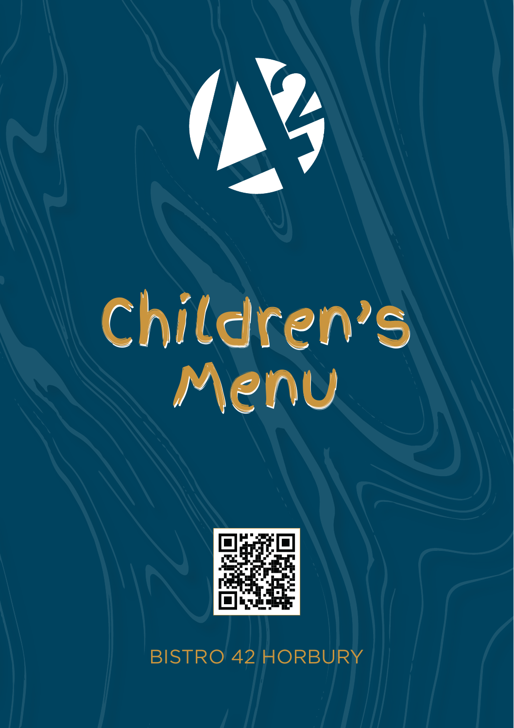# Children's Menu

BISTRO 42 HORBURY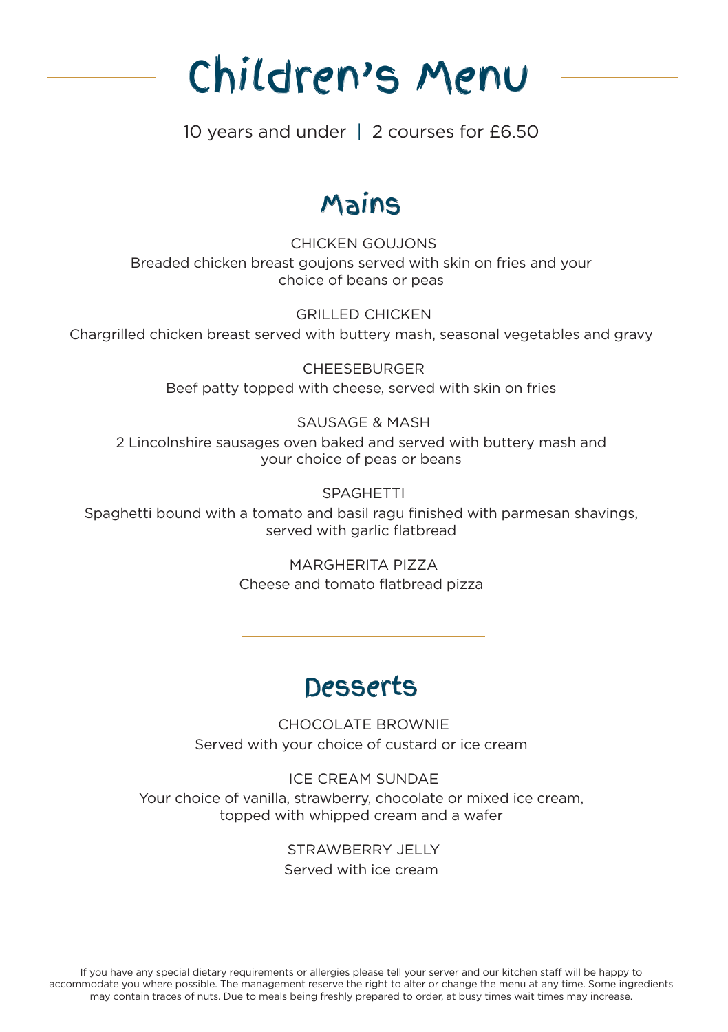# Children's Menu

10 years and under | 2 courses for £6.50

## Mains

CHICKEN GOUJONS
Breaded chicken breast goujons served with skin on fries and your choice of beans or peas

GRILLED CHICKEN
Chargrilled chicken breast served with buttery mash, seasonal vegetables and gravy

CHEESEBURGER
Beef patty topped with cheese, served with skin on fries

SAUSAGE & MASH
2 Lincolnshire sausages oven baked and served with buttery mash and your choice of peas or beans

SPAGHETTI
Spaghetti bound with a tomato and basil ragu finished with parmesan shavings, served with garlic flatbread

MARGHERITA PIZZA
Cheese and tomato flatbread pizza

---

## Desserts

CHOCOLATE BROWNIE
Served with your choice of custard or ice cream

ICE CREAM SUNDAE
Your choice of vanilla, strawberry, chocolate or mixed ice cream, topped with whipped cream and a wafer

STRAWBERRY JELLY
Served with ice cream

If you have any special dietary requirements or allergies please tell your server and our kitchen staff will be happy to accommodate you where possible. The management reserve the right to alter or change the menu at any time. Some ingredients may contain traces of nuts. Due to meals being freshly prepared to order, at busy times wait times may increase.